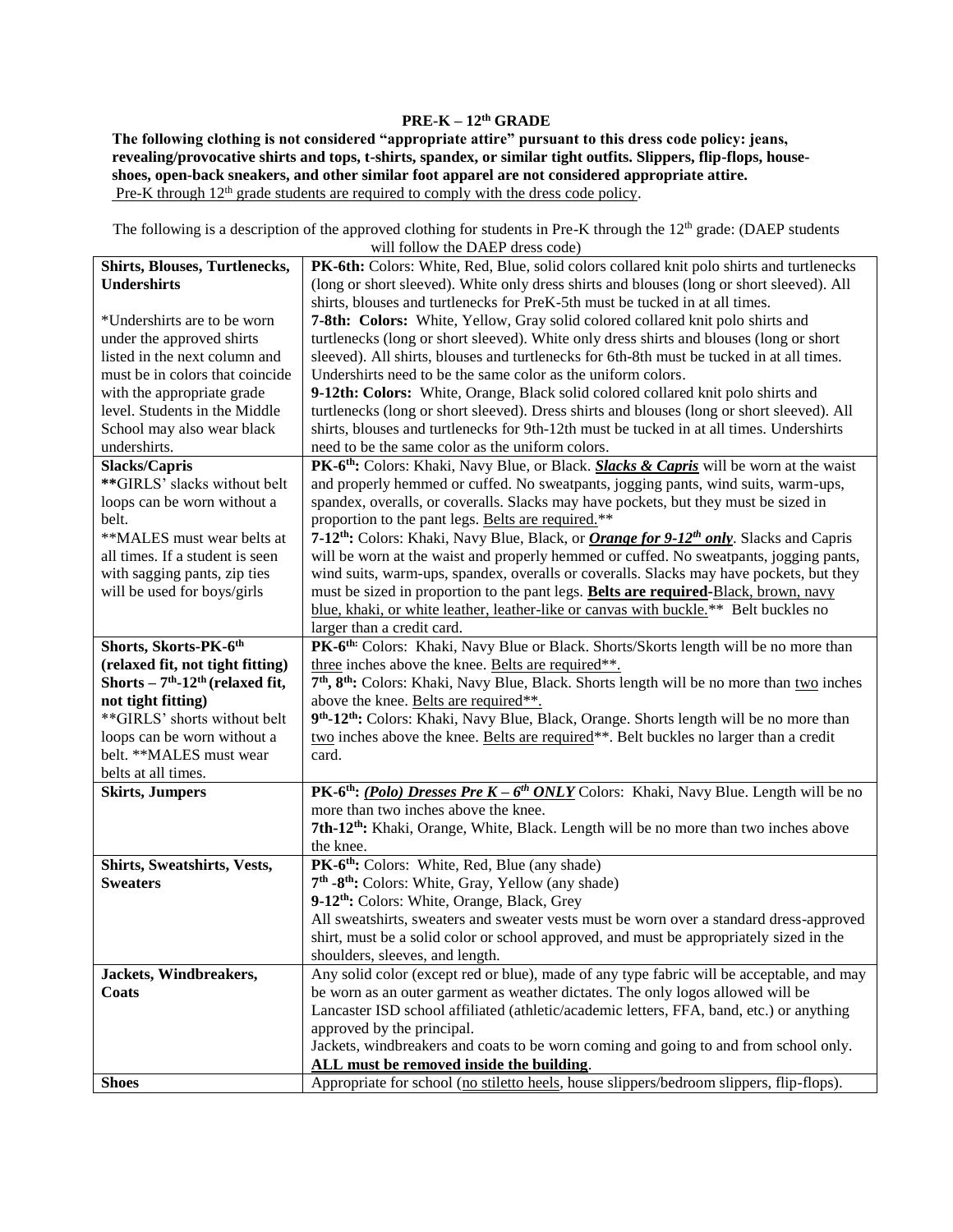## PRE-K – 12th GRADE

**The following clothing is not considered "appropriate attire" pursuant to this dress code policy: jeans, revealing/provocative shirts and tops, t-shirts, spandex, or similar tight outfits. Slippers, flip-flops, house-shoes, open-back sneakers, and other similar foot apparel are not considered appropriate attire.**
Pre-K through 12th grade students are required to comply with the dress code policy.

The following is a description of the approved clothing for students in Pre-K through the 12th grade: (DAEP students will follow the DAEP dress code)

| | |
|---|---|
| **Shirts, Blouses, Turtlenecks, Undershirts**<br><br>*Undershirts are to be worn under the approved shirts listed in the next column and must be in colors that coincide with the appropriate grade level. Students in the Middle School may also wear black undershirts. | **PK-6th:** Colors: White, Red, Blue, solid colors collared knit polo shirts and turtlenecks (long or short sleeved). White only dress shirts and blouses (long or short sleeved). All shirts, blouses and turtlenecks for PreK-5th must be tucked in at all times.<br>**7-8th: Colors:** White, Yellow, Gray solid colored collared knit polo shirts and turtlenecks (long or short sleeved). White only dress shirts and blouses (long or short sleeved). All shirts, blouses and turtlenecks for 6th-8th must be tucked in at all times. Undershirts need to be the same color as the uniform colors.<br>**9-12th: Colors:** White, Orange, Black solid colored collared knit polo shirts and turtlenecks (long or short sleeved). Dress shirts and blouses (long or short sleeved). All shirts, blouses and turtlenecks for 9th-12th must be tucked in at all times. Undershirts need to be the same color as the uniform colors. |
| **Slacks/Capris**<br>**\*\***GIRLS' slacks without belt loops can be worn without a belt.<br>**MALES must wear belts at all times. If a student is seen with sagging pants, zip ties will be used for boys/girls | **PK-6th:** Colors: Khaki, Navy Blue, or Black. ***Slacks & Capris*** will be worn at the waist and properly hemmed or cuffed. No sweatpants, jogging pants, wind suits, warm-ups, spandex, overalls, or coveralls. Slacks may have pockets, but they must be sized in proportion to the pant legs. Belts are required.**<br>**7-12th:** Colors: Khaki, Navy Blue, Black, or ***Orange for 9-12th only***. Slacks and Capris will be worn at the waist and properly hemmed or cuffed. No sweatpants, jogging pants, wind suits, warm-ups, spandex, overalls or coveralls. Slacks may have pockets, but they must be sized in proportion to the pant legs. **Belts are required**-Black, brown, navy blue, khaki, or white leather, leather-like or canvas with buckle.** Belt buckles no larger than a credit card. |
| **Shorts, Skorts-PK-6th (relaxed fit, not tight fitting)**<br>**Shorts – 7th-12th (relaxed fit, not tight fitting)**<br>**GIRLS' shorts without belt loops can be worn without a belt. **MALES must wear belts at all times. | **PK-6th:** Colors: Khaki, Navy Blue or Black. Shorts/Skorts length will be no more than three inches above the knee. Belts are required**.<br>**7th, 8th:** Colors: Khaki, Navy Blue, Black. Shorts length will be no more than two inches above the knee. Belts are required**.<br>**9th-12th:** Colors: Khaki, Navy Blue, Black, Orange. Shorts length will be no more than two inches above the knee. Belts are required**. Belt buckles no larger than a credit card. |
| **Skirts, Jumpers** | **PK-6th:** ***(Polo) Dresses Pre K – 6th ONLY*** Colors: Khaki, Navy Blue. Length will be no more than two inches above the knee.<br>**7th-12th:** Khaki, Orange, White, Black. Length will be no more than two inches above the knee. |
| **Shirts, Sweatshirts, Vests, Sweaters** | **PK-6th:** Colors: White, Red, Blue (any shade)<br>**7th -8th:** Colors: White, Gray, Yellow (any shade)<br>**9-12th:** Colors: White, Orange, Black, Grey<br>All sweatshirts, sweaters and sweater vests must be worn over a standard dress-approved shirt, must be a solid color or school approved, and must be appropriately sized in the shoulders, sleeves, and length. |
| **Jackets, Windbreakers, Coats** | Any solid color (except red or blue), made of any type fabric will be acceptable, and may be worn as an outer garment as weather dictates. The only logos allowed will be Lancaster ISD school affiliated (athletic/academic letters, FFA, band, etc.) or anything approved by the principal.<br>Jackets, windbreakers and coats to be worn coming and going to and from school only. **ALL must be removed inside the building**. |
| **Shoes** | Appropriate for school (no stiletto heels, house slippers/bedroom slippers, flip-flops). |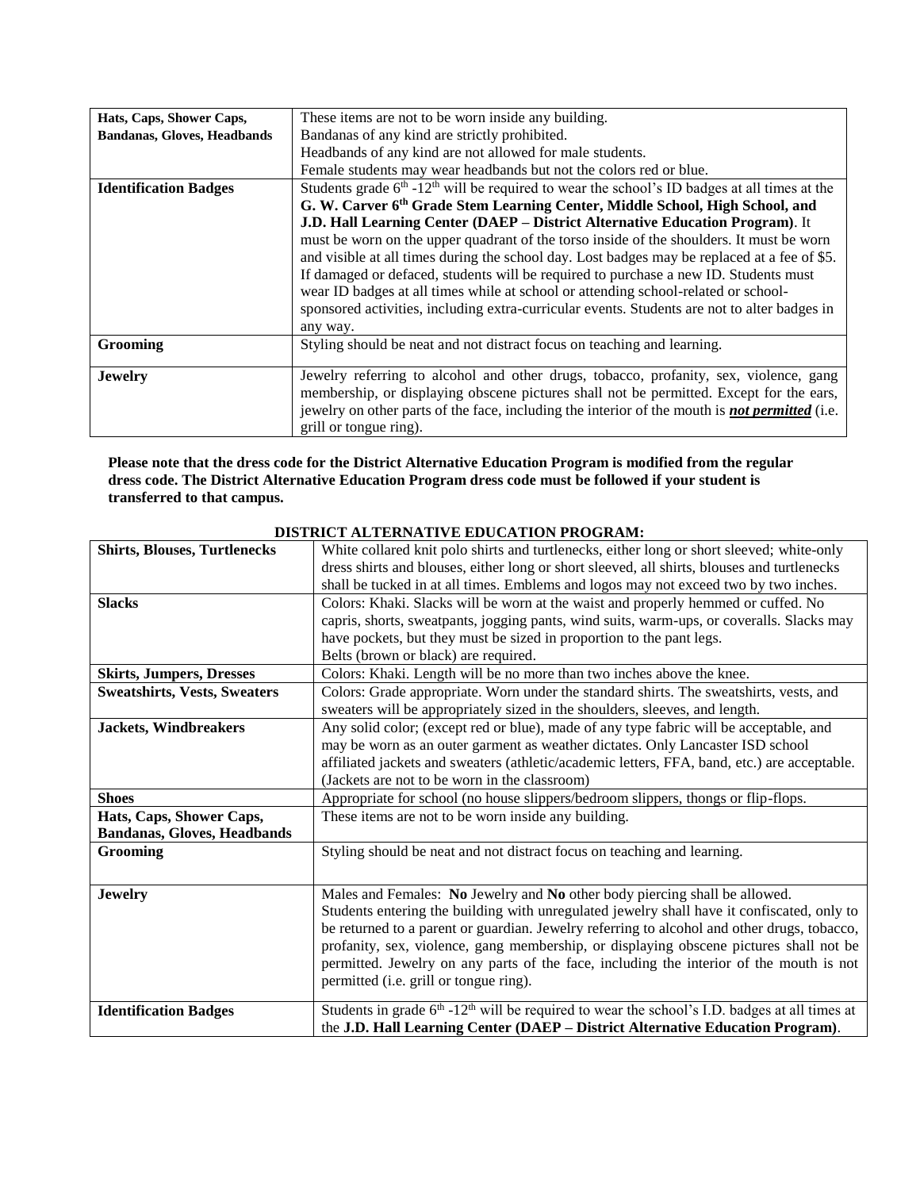| | |
|---|---|
| **Hats, Caps, Shower Caps, Bandanas, Gloves, Headbands** | These items are not to be worn inside any building. Bandanas of any kind are strictly prohibited. Headbands of any kind are not allowed for male students. Female students may wear headbands but not the colors red or blue. |
| **Identification Badges** | Students grade 6th -12th will be required to wear the school's ID badges at all times at the **G. W. Carver 6th Grade Stem Learning Center, Middle School, High School, and J.D. Hall Learning Center (DAEP – District Alternative Education Program)**. It must be worn on the upper quadrant of the torso inside of the shoulders. It must be worn and visible at all times during the school day. Lost badges may be replaced at a fee of $5. If damaged or defaced, students will be required to purchase a new ID. Students must wear ID badges at all times while at school or attending school-related or school-sponsored activities, including extra-curricular events. Students are not to alter badges in any way. |
| **Grooming** | Styling should be neat and not distract focus on teaching and learning. |
| **Jewelry** | Jewelry referring to alcohol and other drugs, tobacco, profanity, sex, violence, gang membership, or displaying obscene pictures shall not be permitted. Except for the ears, jewelry on other parts of the face, including the interior of the mouth is ***not permitted*** (i.e. grill or tongue ring). |

**Please note that the dress code for the District Alternative Education Program is modified from the regular dress code. The District Alternative Education Program dress code must be followed if your student is transferred to that campus.**

**DISTRICT ALTERNATIVE EDUCATION PROGRAM:**

| | |
|---|---|
| **Shirts, Blouses, Turtlenecks** | White collared knit polo shirts and turtlenecks, either long or short sleeved; white-only dress shirts and blouses, either long or short sleeved, all shirts, blouses and turtlenecks shall be tucked in at all times. Emblems and logos may not exceed two by two inches. |
| **Slacks** | Colors: Khaki. Slacks will be worn at the waist and properly hemmed or cuffed. No capris, shorts, sweatpants, jogging pants, wind suits, warm-ups, or coveralls. Slacks may have pockets, but they must be sized in proportion to the pant legs. Belts (brown or black) are required. |
| **Skirts, Jumpers, Dresses** | Colors: Khaki. Length will be no more than two inches above the knee. |
| **Sweatshirts, Vests, Sweaters** | Colors: Grade appropriate. Worn under the standard shirts. The sweatshirts, vests, and sweaters will be appropriately sized in the shoulders, sleeves, and length. |
| **Jackets, Windbreakers** | Any solid color; (except red or blue), made of any type fabric will be acceptable, and may be worn as an outer garment as weather dictates. Only Lancaster ISD school affiliated jackets and sweaters (athletic/academic letters, FFA, band, etc.) are acceptable. (Jackets are not to be worn in the classroom) |
| **Shoes** | Appropriate for school (no house slippers/bedroom slippers, thongs or flip-flops. |
| **Hats, Caps, Shower Caps, Bandanas, Gloves, Headbands** | These items are not to be worn inside any building. |
| **Grooming** | Styling should be neat and not distract focus on teaching and learning. |
| **Jewelry** | Males and Females: **No** Jewelry and **No** other body piercing shall be allowed. Students entering the building with unregulated jewelry shall have it confiscated, only to be returned to a parent or guardian. Jewelry referring to alcohol and other drugs, tobacco, profanity, sex, violence, gang membership, or displaying obscene pictures shall not be permitted. Jewelry on any parts of the face, including the interior of the mouth is not permitted (i.e. grill or tongue ring). |
| **Identification Badges** | Students in grade 6th -12th will be required to wear the school's I.D. badges at all times at the **J.D. Hall Learning Center (DAEP – District Alternative Education Program)**. |